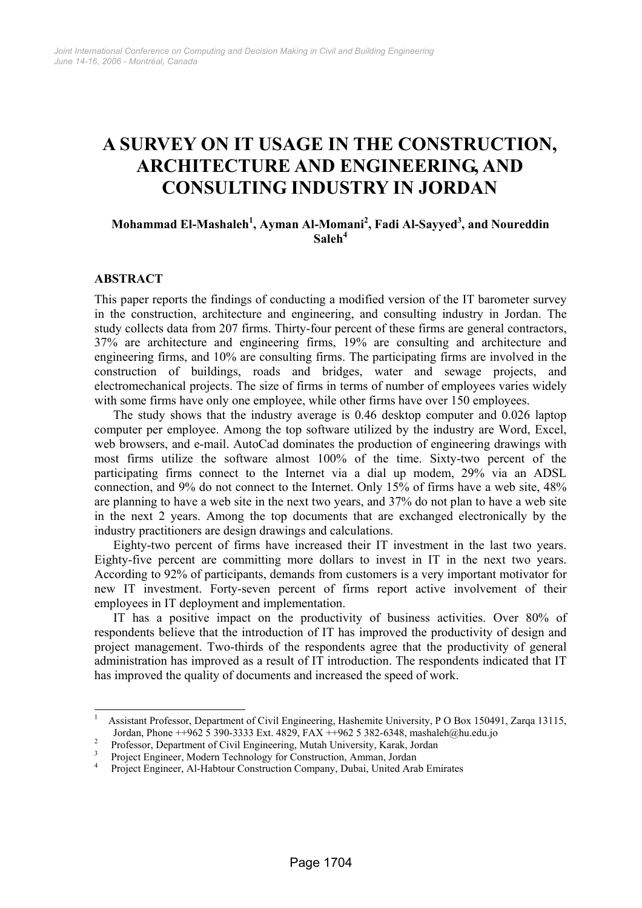# A SURVEY ON IT USAGE IN THE CONSTRUCTION, ARCHITECTURE AND ENGINEERING, AND CONSULTING INDUSTRY IN JORDAN

**Mohammad El-Mashaleh[1], Ayman Al-Momani[2], Fadi Al-Sayyed[3], and Noureddin Saleh[4]**

## ABSTRACT

This paper reports the findings of conducting a modified version of the IT barometer survey in the construction, architecture and engineering, and consulting industry in Jordan. The study collects data from 207 firms. Thirty-four percent of these firms are general contractors, 37% are architecture and engineering firms, 19% are consulting and architecture and engineering firms, and 10% are consulting firms. The participating firms are involved in the construction of buildings, roads and bridges, water and sewage projects, and electromechanical projects. The size of firms in terms of number of employees varies widely with some firms have only one employee, while other firms have over 150 employees.

The study shows that the industry average is 0.46 desktop computer and 0.026 laptop computer per employee. Among the top software utilized by the industry are Word, Excel, web browsers, and e-mail. AutoCad dominates the production of engineering drawings with most firms utilize the software almost 100% of the time. Sixty-two percent of the participating firms connect to the Internet via a dial up modem, 29% via an ADSL connection, and 9% do not connect to the Internet. Only 15% of firms have a web site, 48% are planning to have a web site in the next two years, and 37% do not plan to have a web site in the next 2 years. Among the top documents that are exchanged electronically by the industry practitioners are design drawings and calculations.

Eighty-two percent of firms have increased their IT investment in the last two years. Eighty-five percent are committing more dollars to invest in IT in the next two years. According to 92% of participants, demands from customers is a very important motivator for new IT investment. Forty-seven percent of firms report active involvement of their employees in IT deployment and implementation.

IT has a positive impact on the productivity of business activities. Over 80% of respondents believe that the introduction of IT has improved the productivity of design and project management. Two-thirds of the respondents agree that the productivity of general administration has improved as a result of IT introduction. The respondents indicated that IT has improved the quality of documents and increased the speed of work.

---

[1] Assistant Professor, Department of Civil Engineering, Hashemite University, P O Box 150491, Zarqa 13115, Jordan, Phone ++962 5 390-3333 Ext. 4829, FAX ++962 5 382-6348, mashaleh@hu.edu.jo

[2] Professor, Department of Civil Engineering, Mutah University, Karak, Jordan

[3] Project Engineer, Modern Technology for Construction, Amman, Jordan

[4] Project Engineer, Al-Habtour Construction Company, Dubai, United Arab Emirates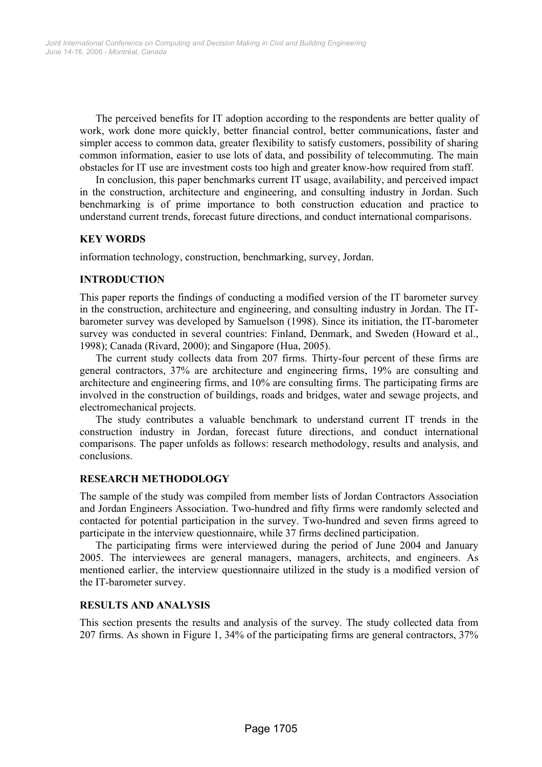The perceived benefits for IT adoption according to the respondents are better quality of work, work done more quickly, better financial control, better communications, faster and simpler access to common data, greater flexibility to satisfy customers, possibility of sharing common information, easier to use lots of data, and possibility of telecommuting. The main obstacles for IT use are investment costs too high and greater know-how required from staff.

In conclusion, this paper benchmarks current IT usage, availability, and perceived impact in the construction, architecture and engineering, and consulting industry in Jordan. Such benchmarking is of prime importance to both construction education and practice to understand current trends, forecast future directions, and conduct international comparisons.

## KEY WORDS

information technology, construction, benchmarking, survey, Jordan.

## INTRODUCTION

This paper reports the findings of conducting a modified version of the IT barometer survey in the construction, architecture and engineering, and consulting industry in Jordan. The IT-barometer survey was developed by Samuelson (1998). Since its initiation, the IT-barometer survey was conducted in several countries: Finland, Denmark, and Sweden (Howard et al., 1998); Canada (Rivard, 2000); and Singapore (Hua, 2005).

The current study collects data from 207 firms. Thirty-four percent of these firms are general contractors, 37% are architecture and engineering firms, 19% are consulting and architecture and engineering firms, and 10% are consulting firms. The participating firms are involved in the construction of buildings, roads and bridges, water and sewage projects, and electromechanical projects.

The study contributes a valuable benchmark to understand current IT trends in the construction industry in Jordan, forecast future directions, and conduct international comparisons. The paper unfolds as follows: research methodology, results and analysis, and conclusions.

## RESEARCH METHODOLOGY

The sample of the study was compiled from member lists of Jordan Contractors Association and Jordan Engineers Association. Two-hundred and fifty firms were randomly selected and contacted for potential participation in the survey. Two-hundred and seven firms agreed to participate in the interview questionnaire, while 37 firms declined participation.

The participating firms were interviewed during the period of June 2004 and January 2005. The interviewees are general managers, managers, architects, and engineers. As mentioned earlier, the interview questionnaire utilized in the study is a modified version of the IT-barometer survey.

## RESULTS AND ANALYSIS

This section presents the results and analysis of the survey. The study collected data from 207 firms. As shown in Figure 1, 34% of the participating firms are general contractors, 37%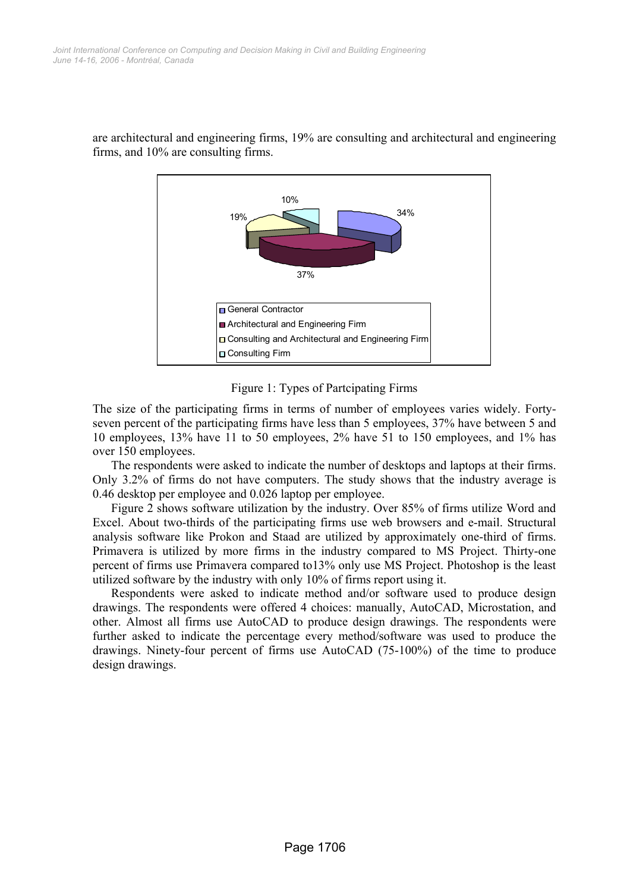are architectural and engineering firms, 19% are consulting and architectural and engineering firms, and 10% are consulting firms.

Figure 1: Types of Partcipating Firms

The size of the participating firms in terms of number of employees varies widely. Forty-seven percent of the participating firms have less than 5 employees, 37% have between 5 and 10 employees, 13% have 11 to 50 employees, 2% have 51 to 150 employees, and 1% has over 150 employees.

The respondents were asked to indicate the number of desktops and laptops at their firms. Only 3.2% of firms do not have computers. The study shows that the industry average is 0.46 desktop per employee and 0.026 laptop per employee.

Figure 2 shows software utilization by the industry. Over 85% of firms utilize Word and Excel. About two-thirds of the participating firms use web browsers and e-mail. Structural analysis software like Prokon and Staad are utilized by approximately one-third of firms. Primavera is utilized by more firms in the industry compared to MS Project. Thirty-one percent of firms use Primavera compared to13% only use MS Project. Photoshop is the least utilized software by the industry with only 10% of firms report using it.

Respondents were asked to indicate method and/or software used to produce design drawings. The respondents were offered 4 choices: manually, AutoCAD, Microstation, and other. Almost all firms use AutoCAD to produce design drawings. The respondents were further asked to indicate the percentage every method/software was used to produce the drawings. Ninety-four percent of firms use AutoCAD (75-100%) of the time to produce design drawings.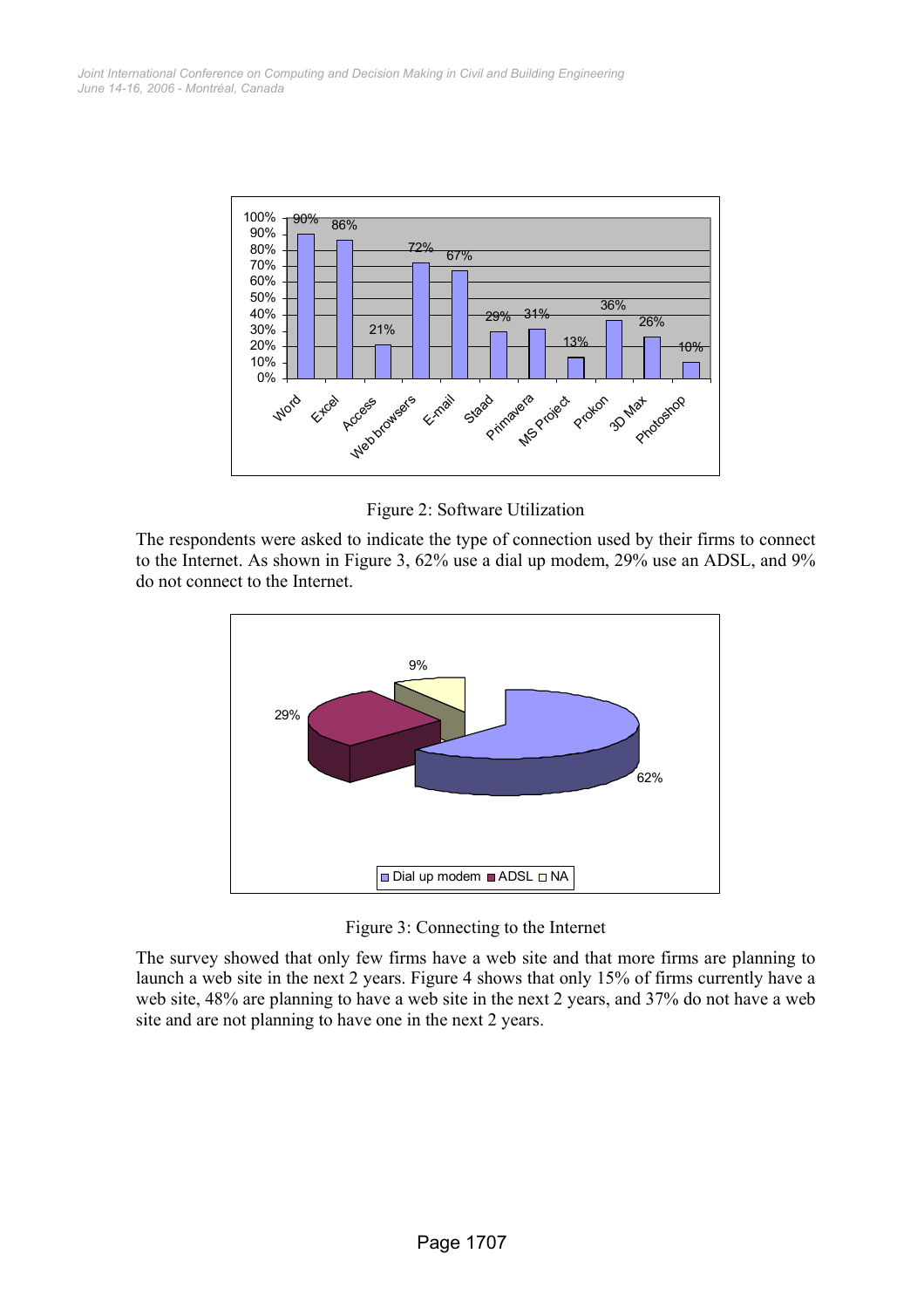Figure 2: Software Utilization

The respondents were asked to indicate the type of connection used by their firms to connect to the Internet. As shown in Figure 3, 62% use a dial up modem, 29% use an ADSL, and 9% do not connect to the Internet.

Figure 3: Connecting to the Internet

The survey showed that only few firms have a web site and that more firms are planning to launch a web site in the next 2 years. Figure 4 shows that only 15% of firms currently have a web site, 48% are planning to have a web site in the next 2 years, and 37% do not have a web site and are not planning to have one in the next 2 years.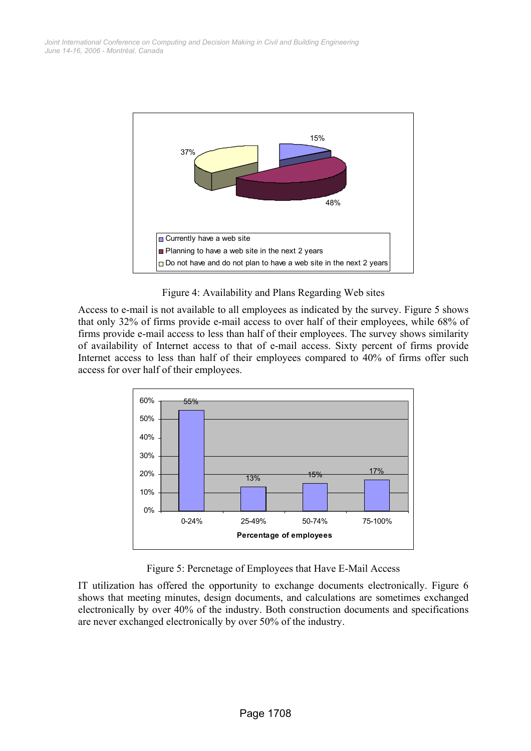Figure 4: Availability and Plans Regarding Web sites

Access to e-mail is not available to all employees as indicated by the survey. Figure 5 shows that only 32% of firms provide e-mail access to over half of their employees, while 68% of firms provide e-mail access to less than half of their employees. The survey shows similarity of availability of Internet access to that of e-mail access. Sixty percent of firms provide Internet access to less than half of their employees compared to 40% of firms offer such access for over half of their employees.

Figure 5: Percnetage of Employees that Have E-Mail Access

IT utilization has offered the opportunity to exchange documents electronically. Figure 6 shows that meeting minutes, design documents, and calculations are sometimes exchanged electronically by over 40% of the industry. Both construction documents and specifications are never exchanged electronically by over 50% of the industry.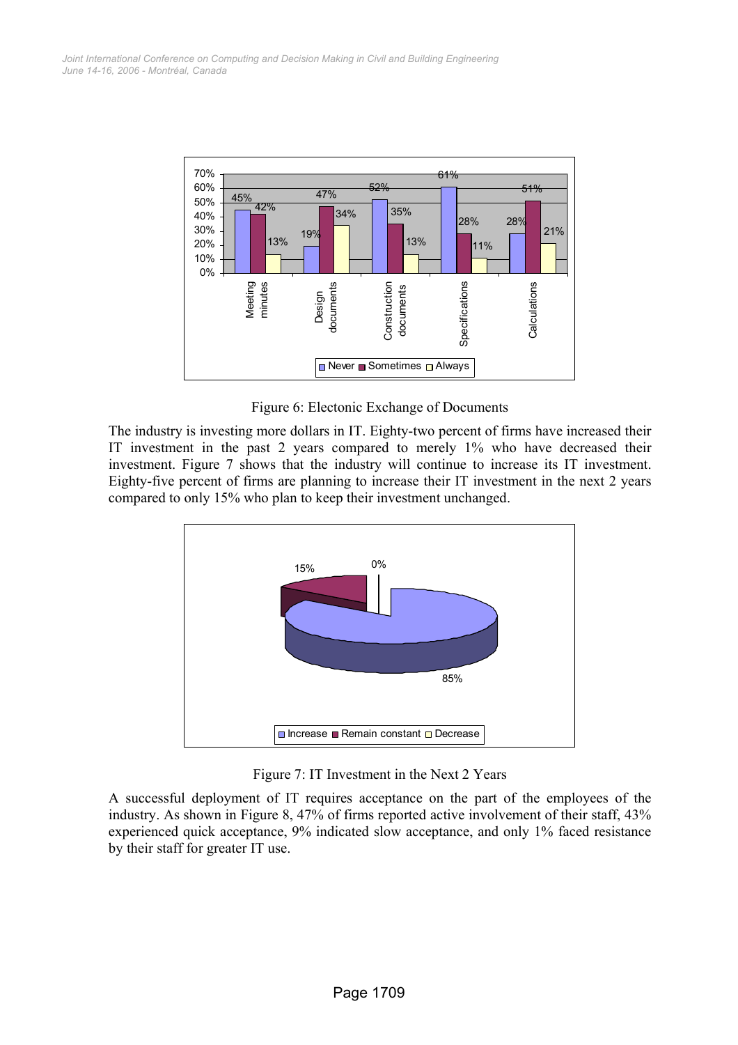Figure 6: Electonic Exchange of Documents

The industry is investing more dollars in IT. Eighty-two percent of firms have increased their IT investment in the past 2 years compared to merely 1% who have decreased their investment. Figure 7 shows that the industry will continue to increase its IT investment. Eighty-five percent of firms are planning to increase their IT investment in the next 2 years compared to only 15% who plan to keep their investment unchanged.

Figure 7: IT Investment in the Next 2 Years

A successful deployment of IT requires acceptance on the part of the employees of the industry. As shown in Figure 8, 47% of firms reported active involvement of their staff, 43% experienced quick acceptance, 9% indicated slow acceptance, and only 1% faced resistance by their staff for greater IT use.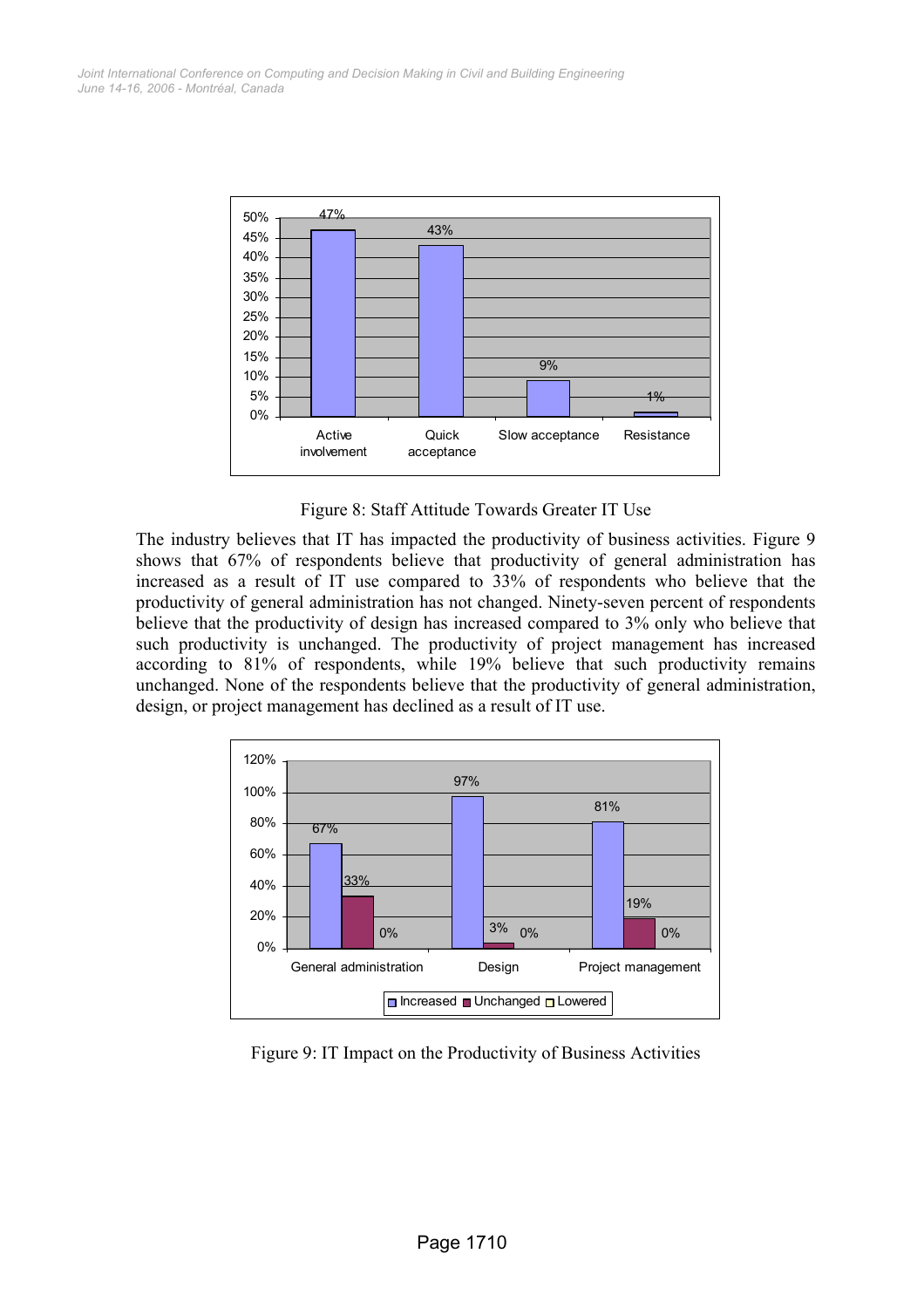Figure 8: Staff Attitude Towards Greater IT Use

The industry believes that IT has impacted the productivity of business activities. Figure 9 shows that 67% of respondents believe that productivity of general administration has increased as a result of IT use compared to 33% of respondents who believe that the productivity of general administration has not changed. Ninety-seven percent of respondents believe that the productivity of design has increased compared to 3% only who believe that such productivity is unchanged. The productivity of project management has increased according to 81% of respondents, while 19% believe that such productivity remains unchanged. None of the respondents believe that the productivity of general administration, design, or project management has declined as a result of IT use.

Figure 9: IT Impact on the Productivity of Business Activities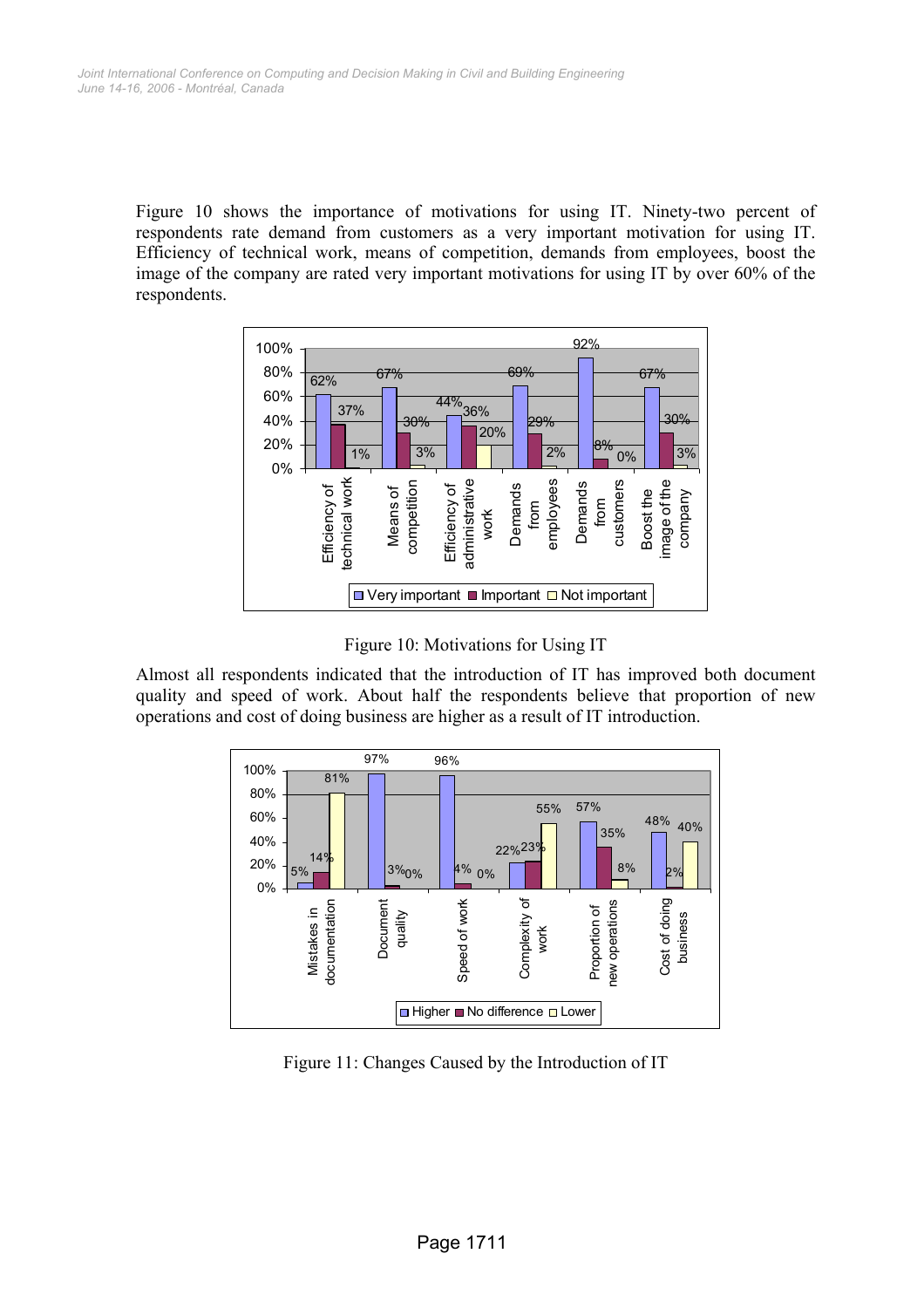Figure 10 shows the importance of motivations for using IT. Ninety-two percent of respondents rate demand from customers as a very important motivation for using IT. Efficiency of technical work, means of competition, demands from employees, boost the image of the company are rated very important motivations for using IT by over 60% of the respondents.

| | Very important | Important | Not important |
|---|---|---|---|
| Efficiency of technical work | 62% | 37% | 1% |
| Means of competition | 67% | 30% | 3% |
| Efficiency of administrative work | 44% | 36% | 20% |
| Demands from employees | 69% | 29% | 2% |
| Demands from customers | 92% | 8% | 0% |
| Boost the image of the company | 67% | 30% | 3% |

Figure 10: Motivations for Using IT

Almost all respondents indicated that the introduction of IT has improved both document quality and speed of work. About half the respondents believe that proportion of new operations and cost of doing business are higher as a result of IT introduction.

| | Higher | No difference | Lower |
|---|---|---|---|
| Mistakes in documentation | 5% | 14% | 81% |
| Document quality | 97% | 3% | 0% |
| Speed of work | 96% | 4% | 0% |
| Complexity of work | 22% | 23% | 55% |
| Proportion of new operations | 57% | 35% | 8% |
| Cost of doing business | 48% | 2% | 40% |

Figure 11: Changes Caused by the Introduction of IT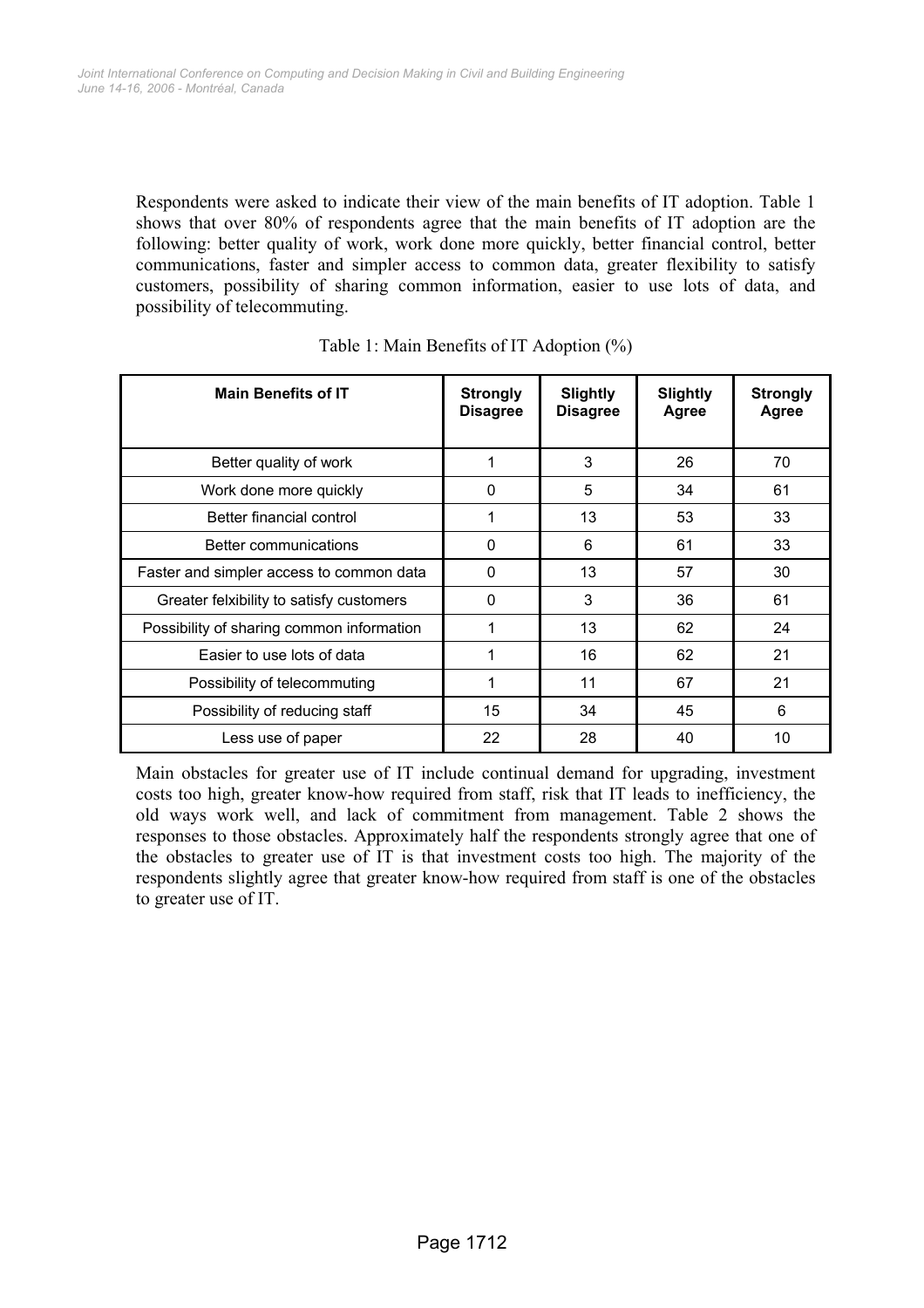Respondents were asked to indicate their view of the main benefits of IT adoption. Table 1 shows that over 80% of respondents agree that the main benefits of IT adoption are the following: better quality of work, work done more quickly, better financial control, better communications, faster and simpler access to common data, greater flexibility to satisfy customers, possibility of sharing common information, easier to use lots of data, and possibility of telecommuting.

Table 1: Main Benefits of IT Adoption (%)

| Main Benefits of IT | Strongly Disagree | Slightly Disagree | Slightly Agree | Strongly Agree |
|---|---|---|---|---|
| Better quality of work | 1 | 3 | 26 | 70 |
| Work done more quickly | 0 | 5 | 34 | 61 |
| Better financial control | 1 | 13 | 53 | 33 |
| Better communications | 0 | 6 | 61 | 33 |
| Faster and simpler access to common data | 0 | 13 | 57 | 30 |
| Greater felxibility to satisfy customers | 0 | 3 | 36 | 61 |
| Possibility of sharing common information | 1 | 13 | 62 | 24 |
| Easier to use lots of data | 1 | 16 | 62 | 21 |
| Possibility of telecommuting | 1 | 11 | 67 | 21 |
| Possibility of reducing staff | 15 | 34 | 45 | 6 |
| Less use of paper | 22 | 28 | 40 | 10 |

Main obstacles for greater use of IT include continual demand for upgrading, investment costs too high, greater know-how required from staff, risk that IT leads to inefficiency, the old ways work well, and lack of commitment from management. Table 2 shows the responses to those obstacles. Approximately half the respondents strongly agree that one of the obstacles to greater use of IT is that investment costs too high. The majority of the respondents slightly agree that greater know-how required from staff is one of the obstacles to greater use of IT.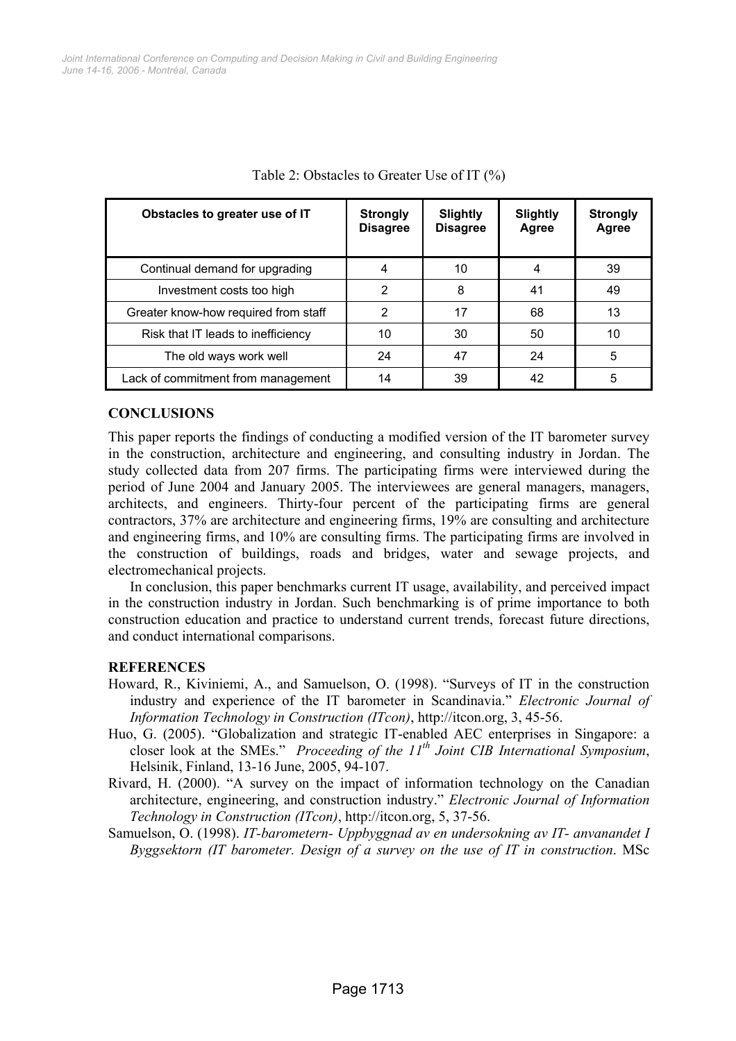Table 2: Obstacles to Greater Use of IT (%)

| Obstacles to greater use of IT | Strongly Disagree | Slightly Disagree | Slightly Agree | Strongly Agree |
|---|---|---|---|---|
| Continual demand for upgrading | 4 | 10 | 4 | 39 |
| Investment costs too high | 2 | 8 | 41 | 49 |
| Greater know-how required from staff | 2 | 17 | 68 | 13 |
| Risk that IT leads to inefficiency | 10 | 30 | 50 | 10 |
| The old ways work well | 24 | 47 | 24 | 5 |
| Lack of commitment from management | 14 | 39 | 42 | 5 |

## CONCLUSIONS

This paper reports the findings of conducting a modified version of the IT barometer survey in the construction, architecture and engineering, and consulting industry in Jordan. The study collected data from 207 firms. The participating firms were interviewed during the period of June 2004 and January 2005. The interviewees are general managers, managers, architects, and engineers. Thirty-four percent of the participating firms are general contractors, 37% are architecture and engineering firms, 19% are consulting and architecture and engineering firms, and 10% are consulting firms. The participating firms are involved in the construction of buildings, roads and bridges, water and sewage projects, and electromechanical projects.

In conclusion, this paper benchmarks current IT usage, availability, and perceived impact in the construction industry in Jordan. Such benchmarking is of prime importance to both construction education and practice to understand current trends, forecast future directions, and conduct international comparisons.

## REFERENCES

Howard, R., Kiviniemi, A., and Samuelson, O. (1998). "Surveys of IT in the construction industry and experience of the IT barometer in Scandinavia." *Electronic Journal of Information Technology in Construction (ITcon)*, http://itcon.org, 3, 45-56.

Huo, G. (2005). "Globalization and strategic IT-enabled AEC enterprises in Singapore: a closer look at the SMEs." *Proceeding of the 11th Joint CIB International Symposium*, Helsinik, Finland, 13-16 June, 2005, 94-107.

Rivard, H. (2000). "A survey on the impact of information technology on the Canadian architecture, engineering, and construction industry." *Electronic Journal of Information Technology in Construction (ITcon)*, http://itcon.org, 5, 37-56.

Samuelson, O. (1998). *IT-barometern- Uppbyggnad av en undersokning av IT- anvanandet I Byggsektorn (IT barometer. Design of a survey on the use of IT in construction*. MSc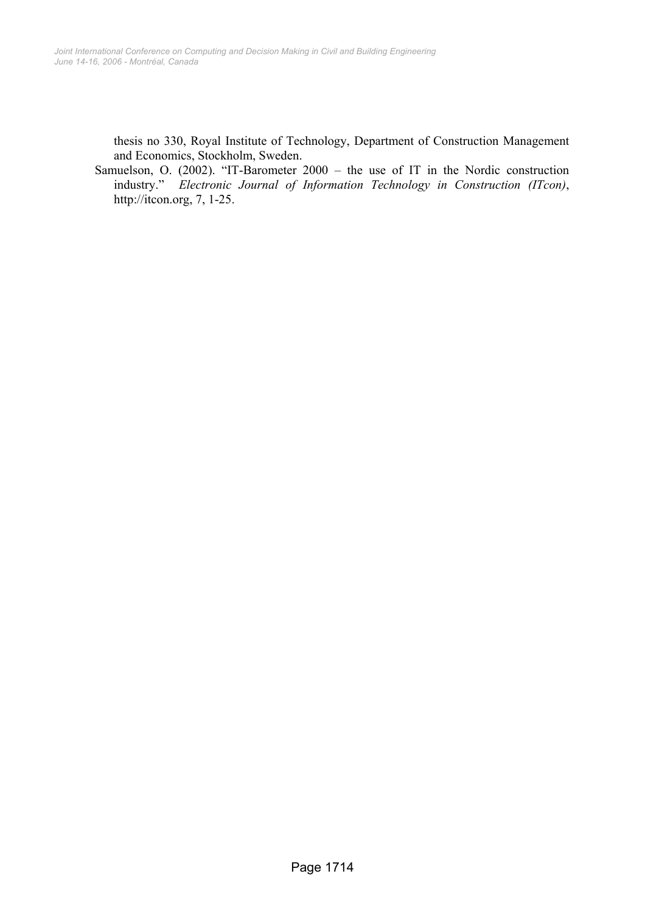thesis no 330, Royal Institute of Technology, Department of Construction Management and Economics, Stockholm, Sweden.

Samuelson, O. (2002). "IT-Barometer 2000 – the use of IT in the Nordic construction industry." *Electronic Journal of Information Technology in Construction (ITcon)*, http://itcon.org, 7, 1-25.